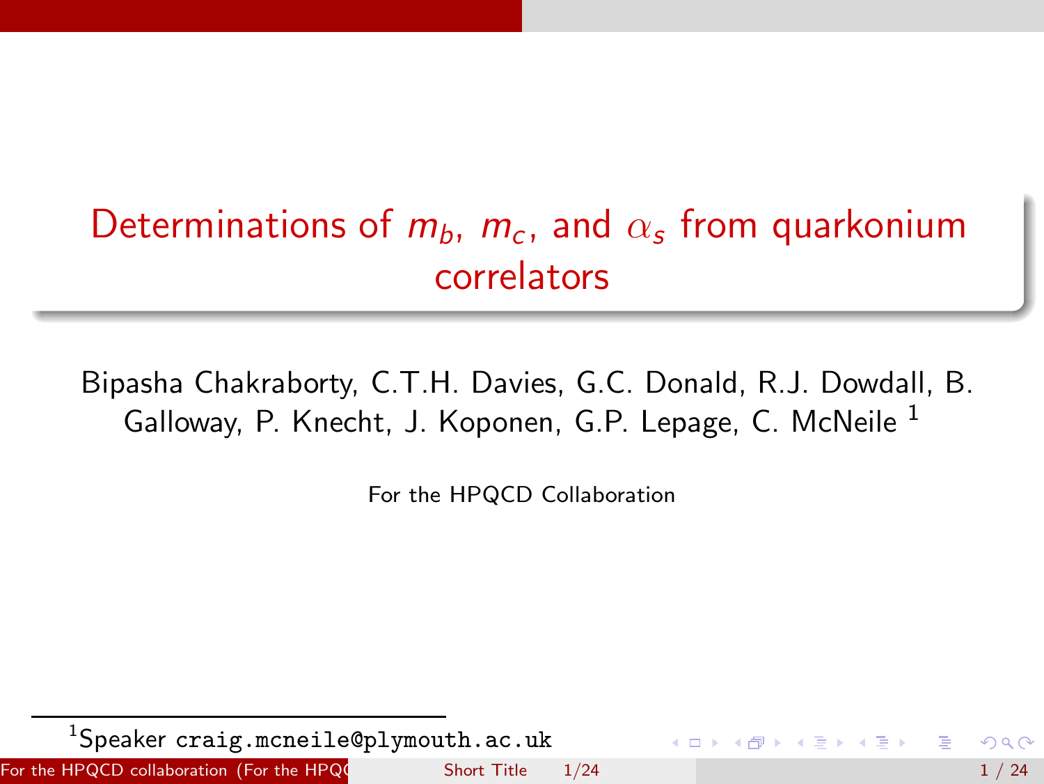# Determinations of $m_b$, $m_c$, and $\alpha_s$ from quarkonium correlators

Bipasha Chakraborty, C.T.H. Davies, G.C. Donald, R.J. Dowdall, B. Galloway, P. Knecht, J. Koponen, G.P. Lepage, C. McNeile [1]

For the HPQCD Collaboration

[1] Speaker craig.mcneile@plymouth.ac.uk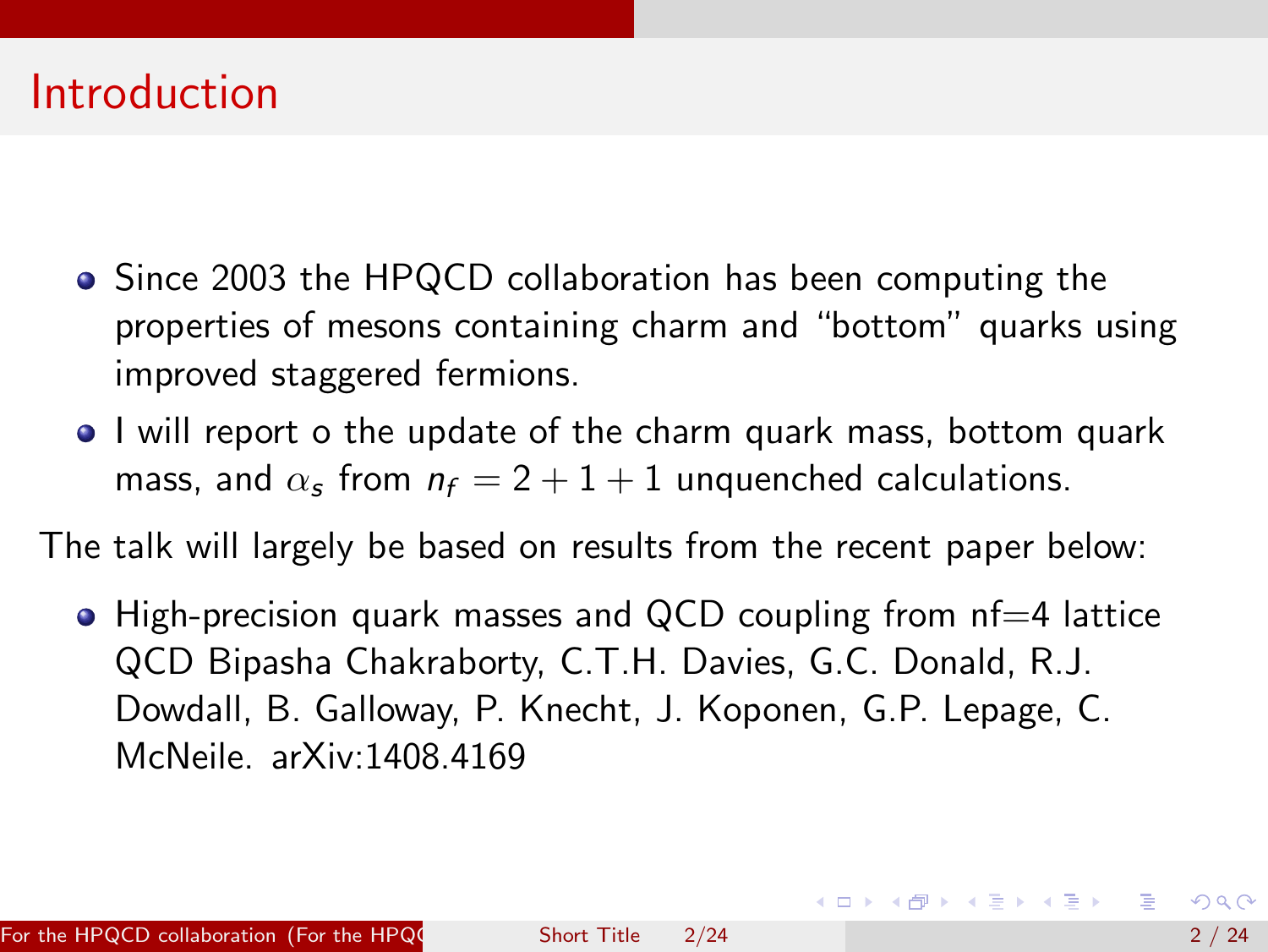# Introduction

- Since 2003 the HPQCD collaboration has been computing the properties of mesons containing charm and "bottom" quarks using improved staggered fermions.
- I will report o the update of the charm quark mass, bottom quark mass, and $\alpha_s$ from $n_f = 2 + 1 + 1$ unquenched calculations.

The talk will largely be based on results from the recent paper below:

- High-precision quark masses and QCD coupling from nf=4 lattice QCD Bipasha Chakraborty, C.T.H. Davies, G.C. Donald, R.J. Dowdall, B. Galloway, P. Knecht, J. Koponen, G.P. Lepage, C. McNeile. arXiv:1408.4169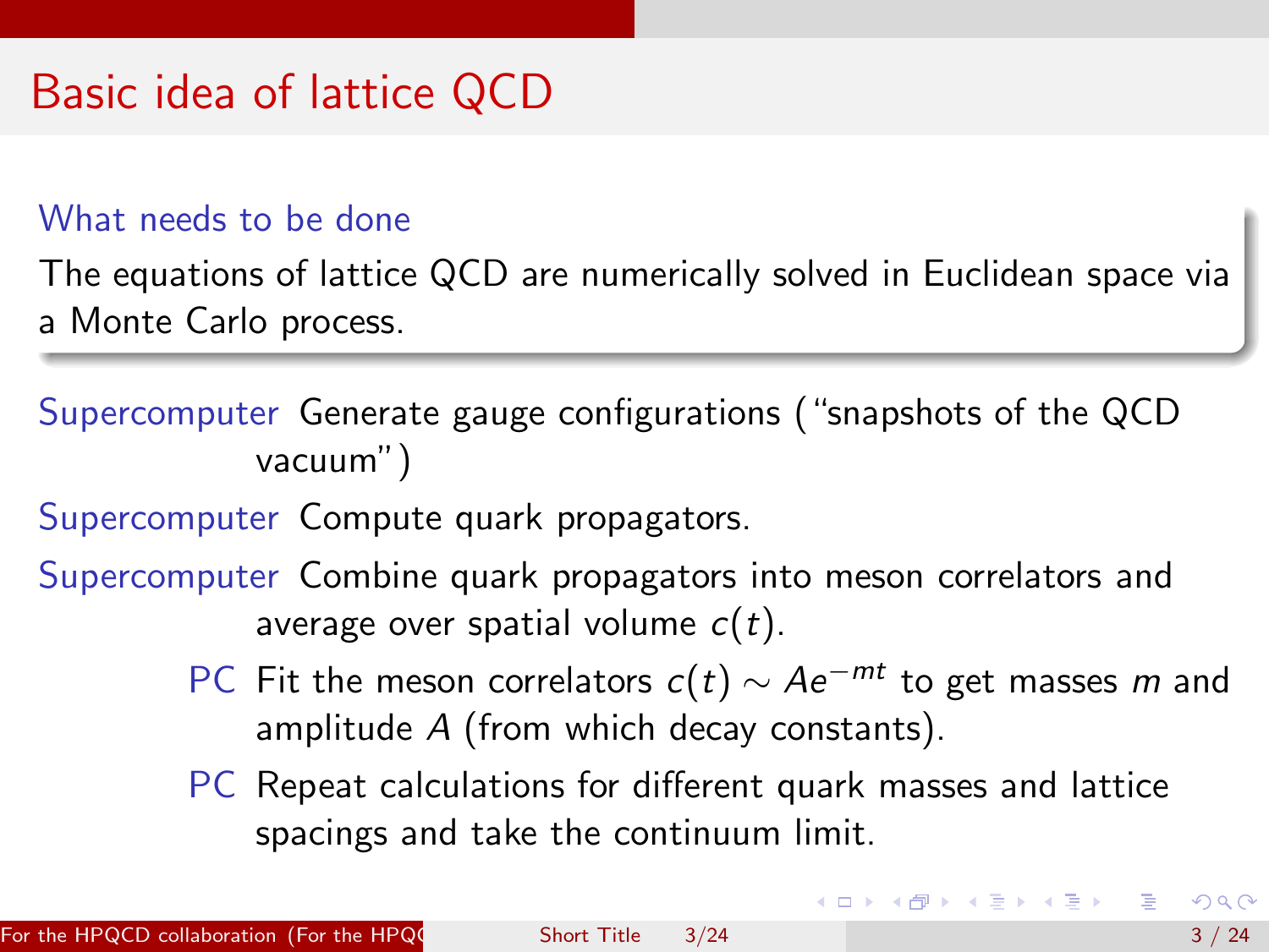# Basic idea of lattice QCD

**What needs to be done**

The equations of lattice QCD are numerically solved in Euclidean space via a Monte Carlo process.

- **Supercomputer** Generate gauge configurations (“snapshots of the QCD vacuum”)
- **Supercomputer** Compute quark propagators.
- **Supercomputer** Combine quark propagators into meson correlators and average over spatial volume $c(t)$.
- **PC** Fit the meson correlators $c(t) \sim Ae^{-mt}$ to get masses $m$ and amplitude $A$ (from which decay constants).
- **PC** Repeat calculations for different quark masses and lattice spacings and take the continuum limit.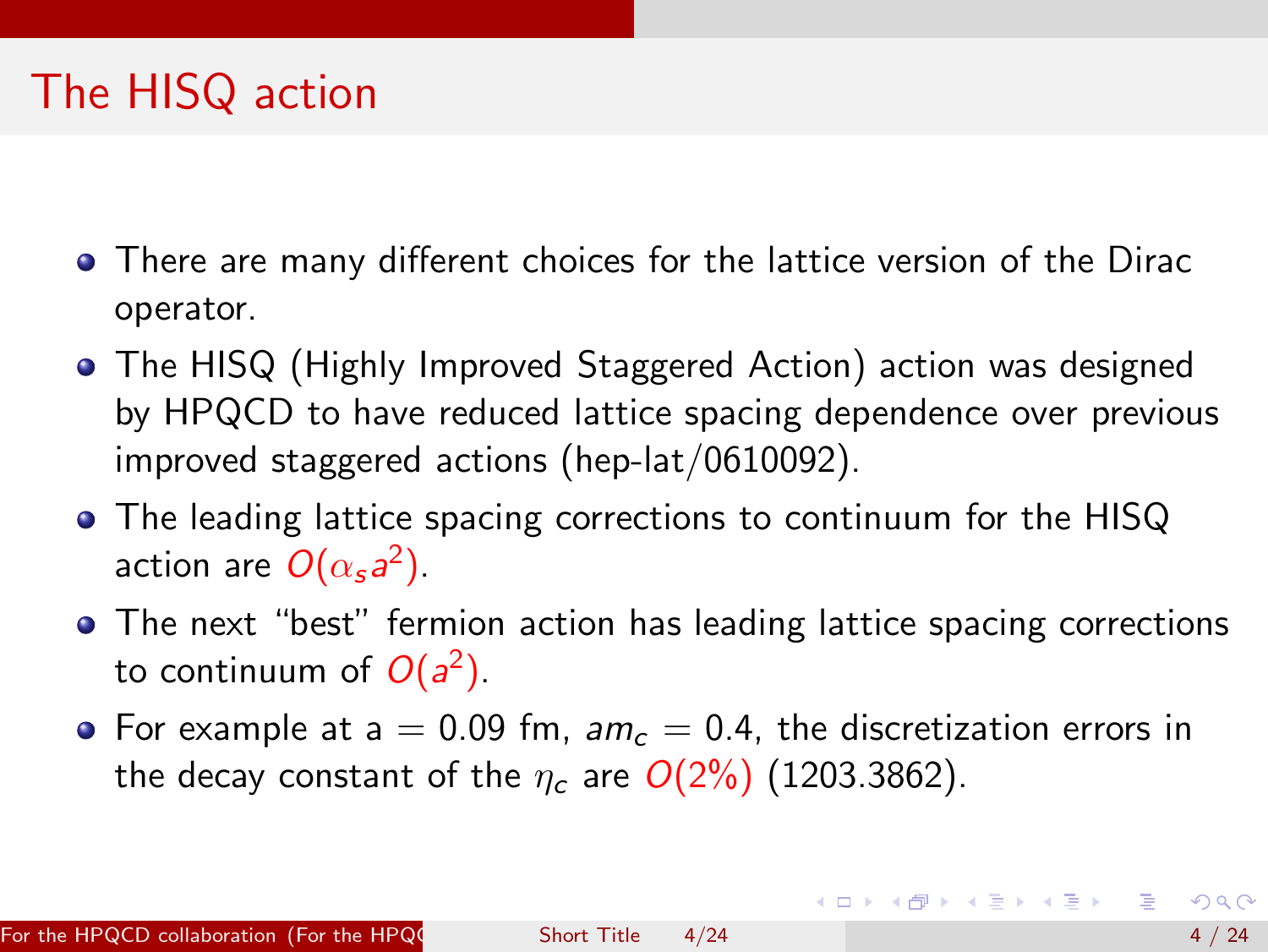# The HISQ action

- There are many different choices for the lattice version of the Dirac operator.
- The HISQ (Highly Improved Staggered Action) action was designed by HPQCD to have reduced lattice spacing dependence over previous improved staggered actions (hep-lat/0610092).
- The leading lattice spacing corrections to continuum for the HISQ action are $O(\alpha_s a^2)$.
- The next "best" fermion action has leading lattice spacing corrections to continuum of $O(a^2)$.
- For example at a = 0.09 fm, $am_c = 0.4$, the discretization errors in the decay constant of the $\eta_c$ are $O(2\%)$ (1203.3862).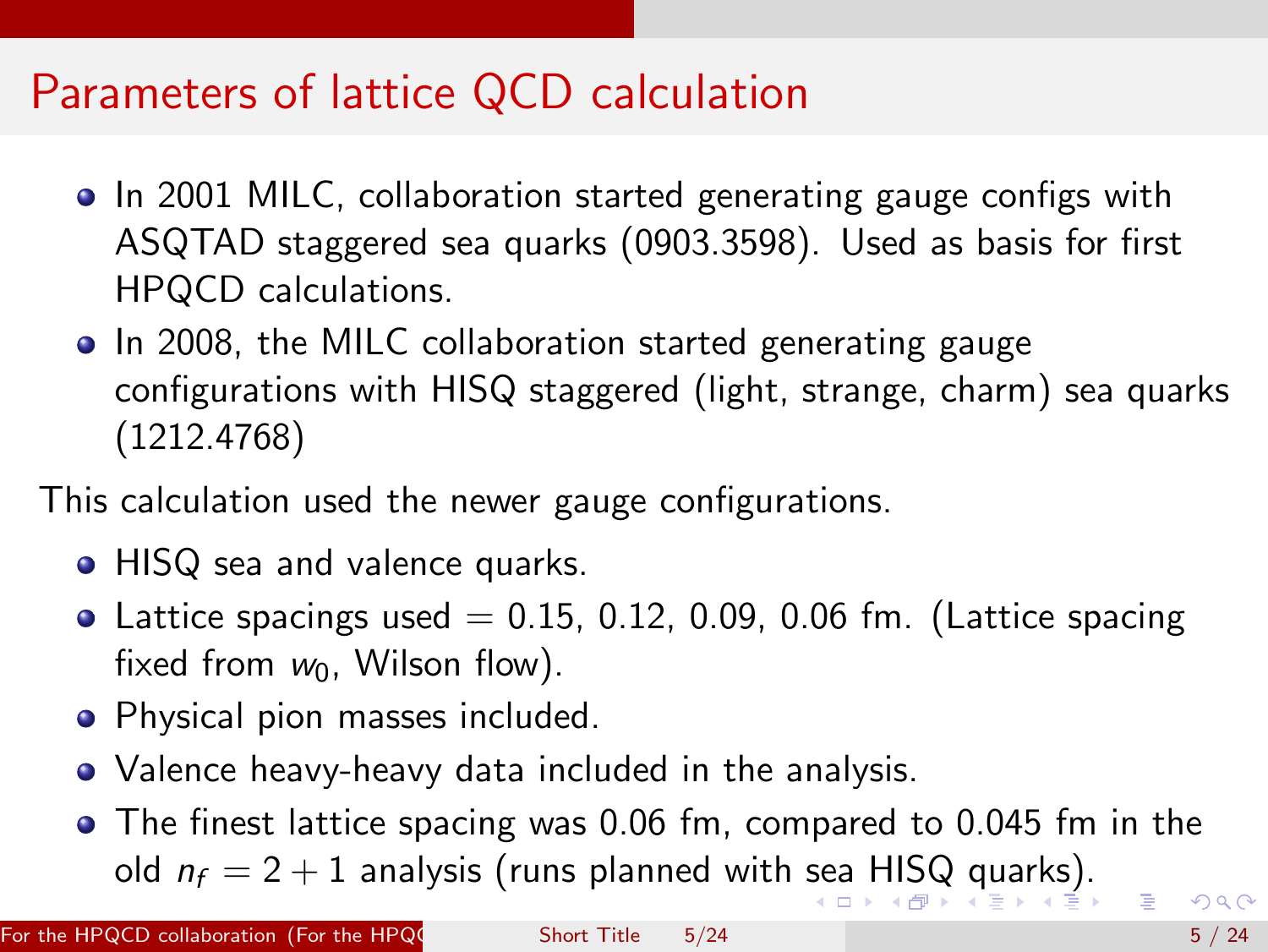# Parameters of lattice QCD calculation

- In 2001 MILC, collaboration started generating gauge configs with ASQTAD staggered sea quarks (0903.3598). Used as basis for first HPQCD calculations.
- In 2008, the MILC collaboration started generating gauge configurations with HISQ staggered (light, strange, charm) sea quarks (1212.4768)

This calculation used the newer gauge configurations.

- HISQ sea and valence quarks.
- Lattice spacings used = 0.15, 0.12, 0.09, 0.06 fm. (Lattice spacing fixed from $w_0$, Wilson flow).
- Physical pion masses included.
- Valence heavy-heavy data included in the analysis.
- The finest lattice spacing was 0.06 fm, compared to 0.045 fm in the old $n_f = 2 + 1$ analysis (runs planned with sea HISQ quarks).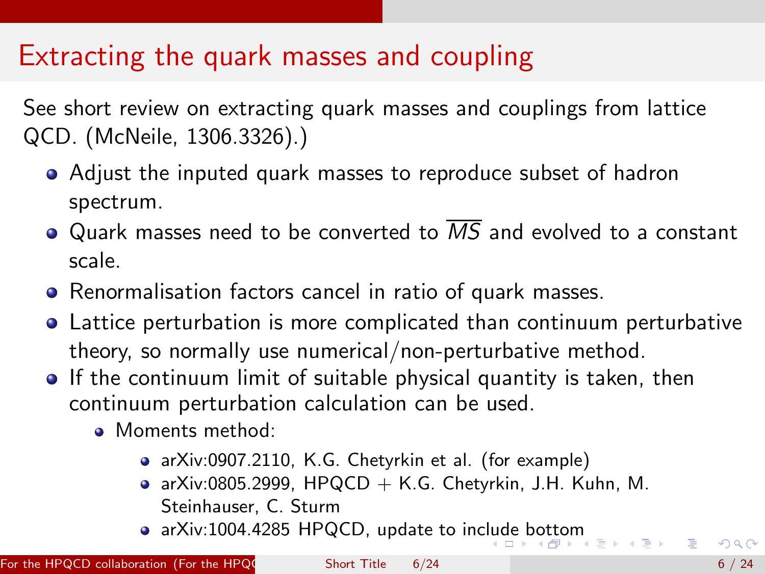# Extracting the quark masses and coupling

See short review on extracting quark masses and couplings from lattice QCD. (McNeile, 1306.3326).)

- Adjust the inputed quark masses to reproduce subset of hadron spectrum.
- Quark masses need to be converted to $\overline{MS}$ and evolved to a constant scale.
- Renormalisation factors cancel in ratio of quark masses.
- Lattice perturbation is more complicated than continuum perturbative theory, so normally use numerical/non-perturbative method.
- If the continuum limit of suitable physical quantity is taken, then continuum perturbation calculation can be used.
  - Moments method:
    - arXiv:0907.2110, K.G. Chetyrkin et al. (for example)
    - arXiv:0805.2999, HPQCD + K.G. Chetyrkin, J.H. Kuhn, M. Steinhauser, C. Sturm
    - arXiv:1004.4285 HPQCD, update to include bottom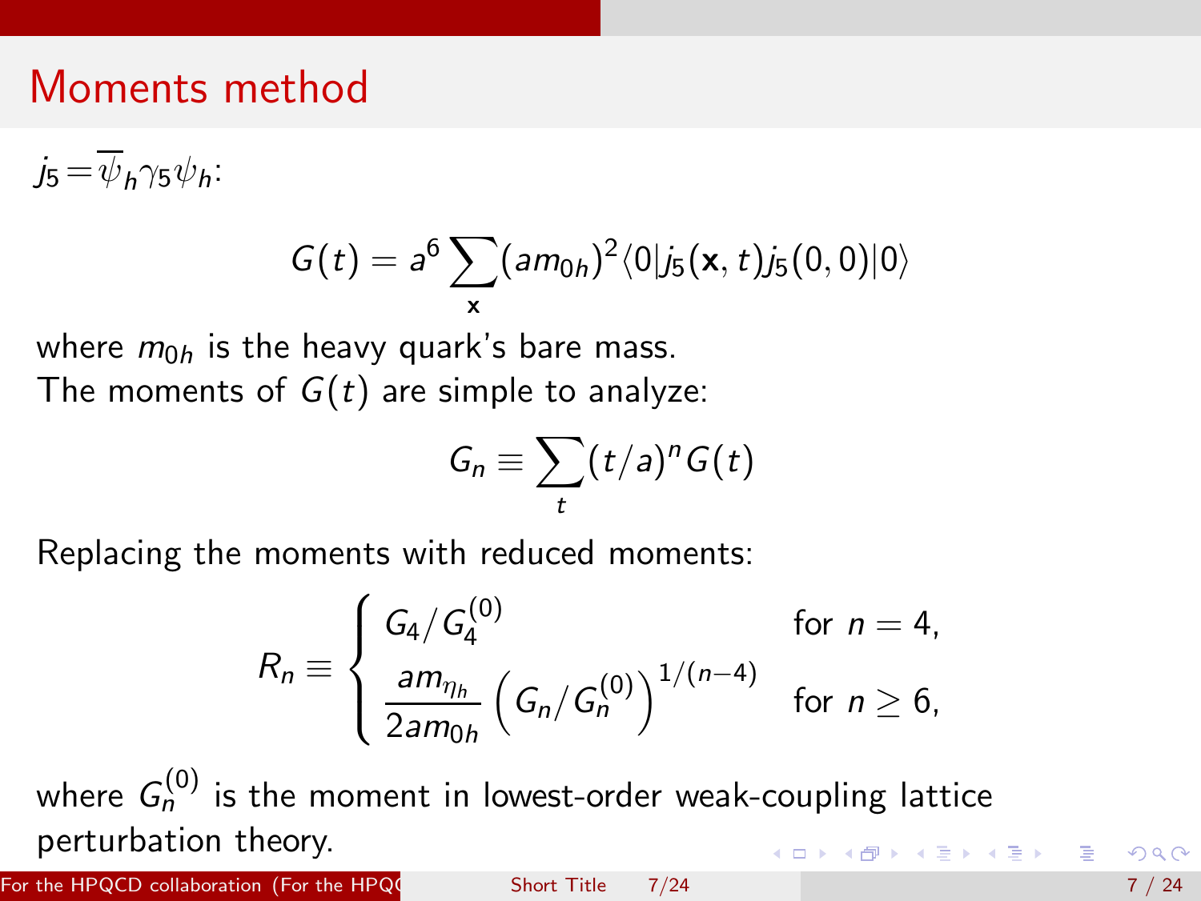# Moments method

$j_5 = \overline{\psi}_h \gamma_5 \psi_h$:

$$G(t) = a^6 \sum_{\mathbf{x}} (am_{0h})^2 \langle 0 | j_5(\mathbf{x}, t) j_5(0,0) | 0 \rangle$$

where $m_{0h}$ is the heavy quark's bare mass.
The moments of $G(t)$ are simple to analyze:

$$G_n \equiv \sum_t (t/a)^n G(t)$$

Replacing the moments with reduced moments:

$$R_n \equiv \begin{cases} G_4 / G_4^{(0)} & \text{for } n = 4, \\ \dfrac{am_{\eta_h}}{2am_{0h}} \left( G_n / G_n^{(0)} \right)^{1/(n-4)} & \text{for } n \geq 6, \end{cases}$$

where $G_n^{(0)}$ is the moment in lowest-order weak-coupling lattice perturbation theory.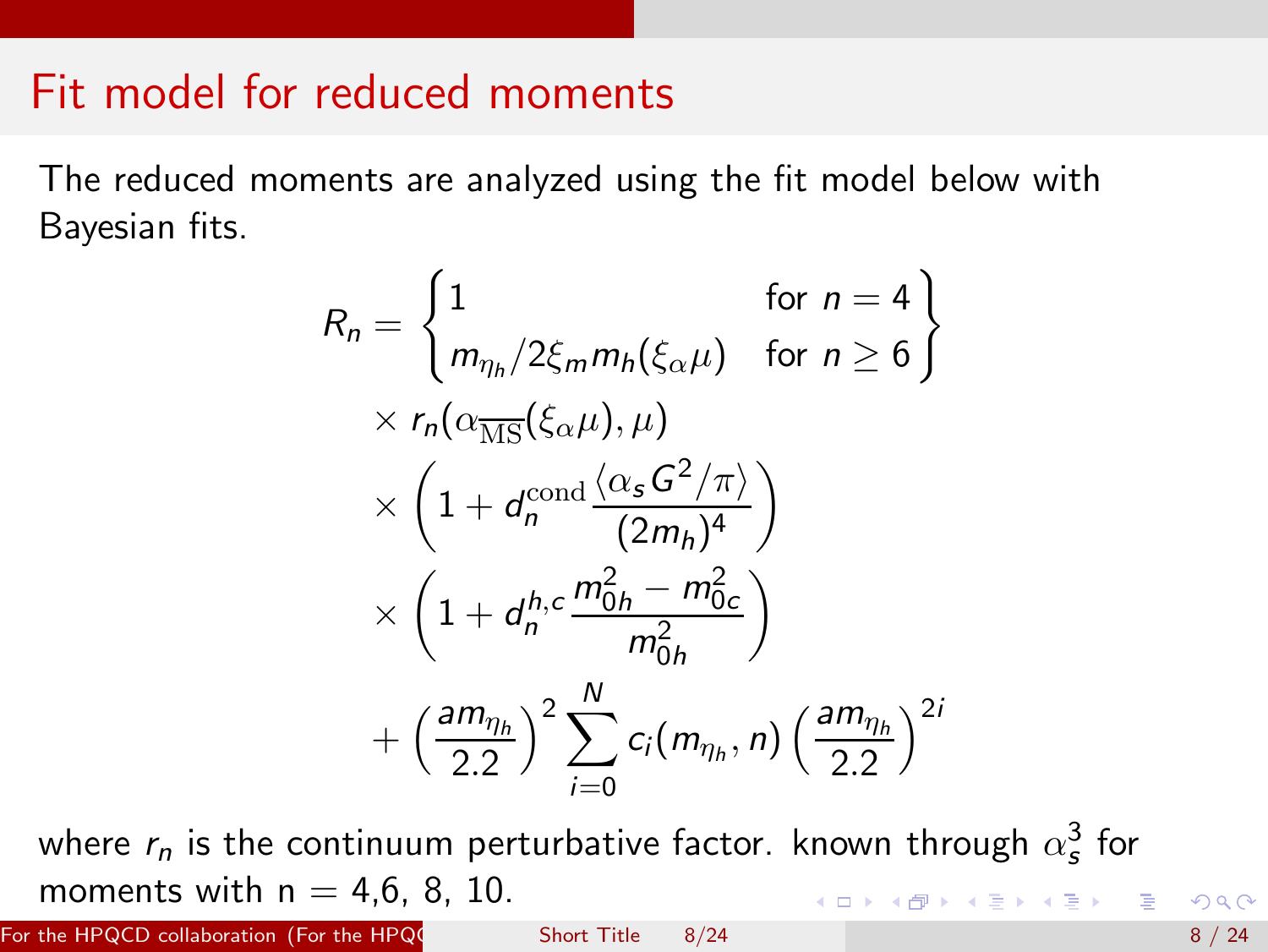# Fit model for reduced moments

The reduced moments are analyzed using the fit model below with Bayesian fits.

$$
\begin{aligned}
R_n = &\begin{Bmatrix} 1 & \text{for } n = 4 \\ m_{\eta_h}/2\xi_m m_h(\xi_\alpha \mu) & \text{for } n \geq 6 \end{Bmatrix} \\
&\times r_n(\alpha_{\overline{\mathrm{MS}}}(\xi_\alpha \mu), \mu) \\
&\times \left(1 + d_n^{\mathrm{cond}} \frac{\langle \alpha_s G^2/\pi \rangle}{(2m_h)^4}\right) \\
&\times \left(1 + d_n^{h,c} \frac{m_{0h}^2 - m_{0c}^2}{m_{0h}^2}\right) \\
&+ \left(\frac{am_{\eta_h}}{2.2}\right)^2 \sum_{i=0}^{N} c_i(m_{\eta_h}, n) \left(\frac{am_{\eta_h}}{2.2}\right)^{2i}
\end{aligned}
$$

where $r_n$ is the continuum perturbative factor. known through $\alpha_s^3$ for moments with n = 4,6, 8, 10.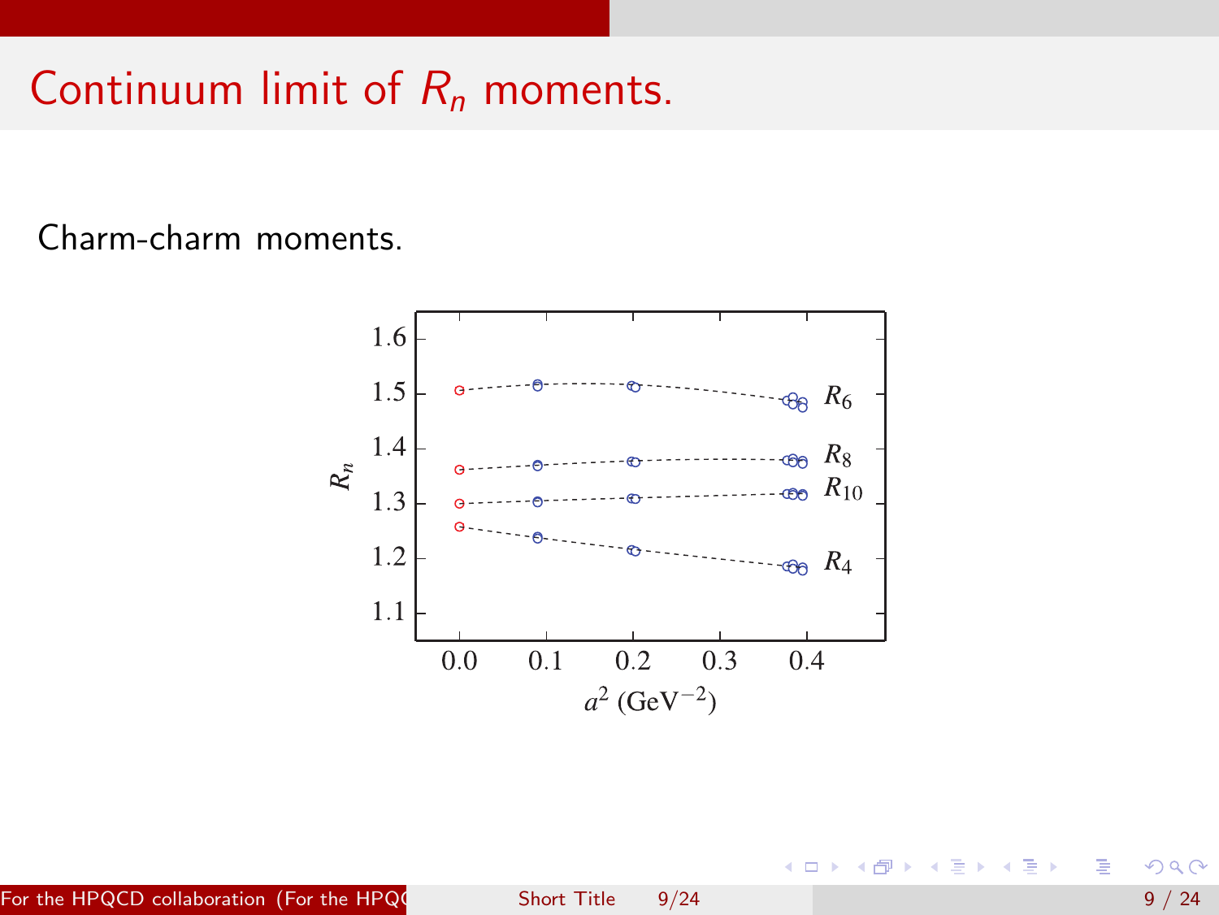# Continuum limit of $R_n$ moments.

Charm-charm moments.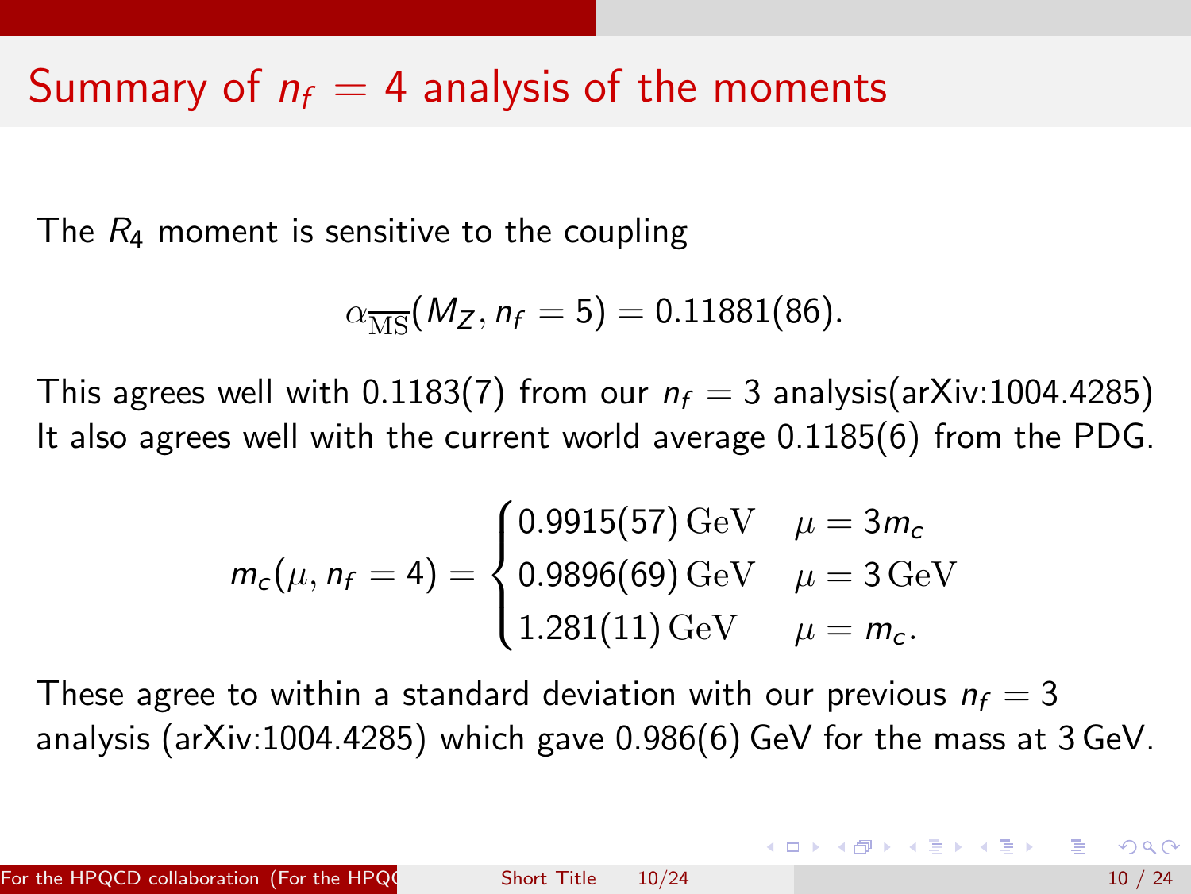# Summary of $n_f = 4$ analysis of the moments

The $R_4$ moment is sensitive to the coupling

$$\alpha_{\overline{\mathrm{MS}}}(M_Z, n_f = 5) = 0.11881(86).$$

This agrees well with 0.1183(7) from our $n_f = 3$ analysis(arXiv:1004.4285) It also agrees well with the current world average 0.1185(6) from the PDG.

$$m_c(\mu, n_f = 4) = \begin{cases} 0.9915(57)\,\mathrm{GeV} & \mu = 3m_c \\ 0.9896(69)\,\mathrm{GeV} & \mu = 3\,\mathrm{GeV} \\ 1.281(11)\,\mathrm{GeV} & \mu = m_c. \end{cases}$$

These agree to within a standard deviation with our previous $n_f = 3$ analysis (arXiv:1004.4285) which gave 0.986(6) GeV for the mass at 3 GeV.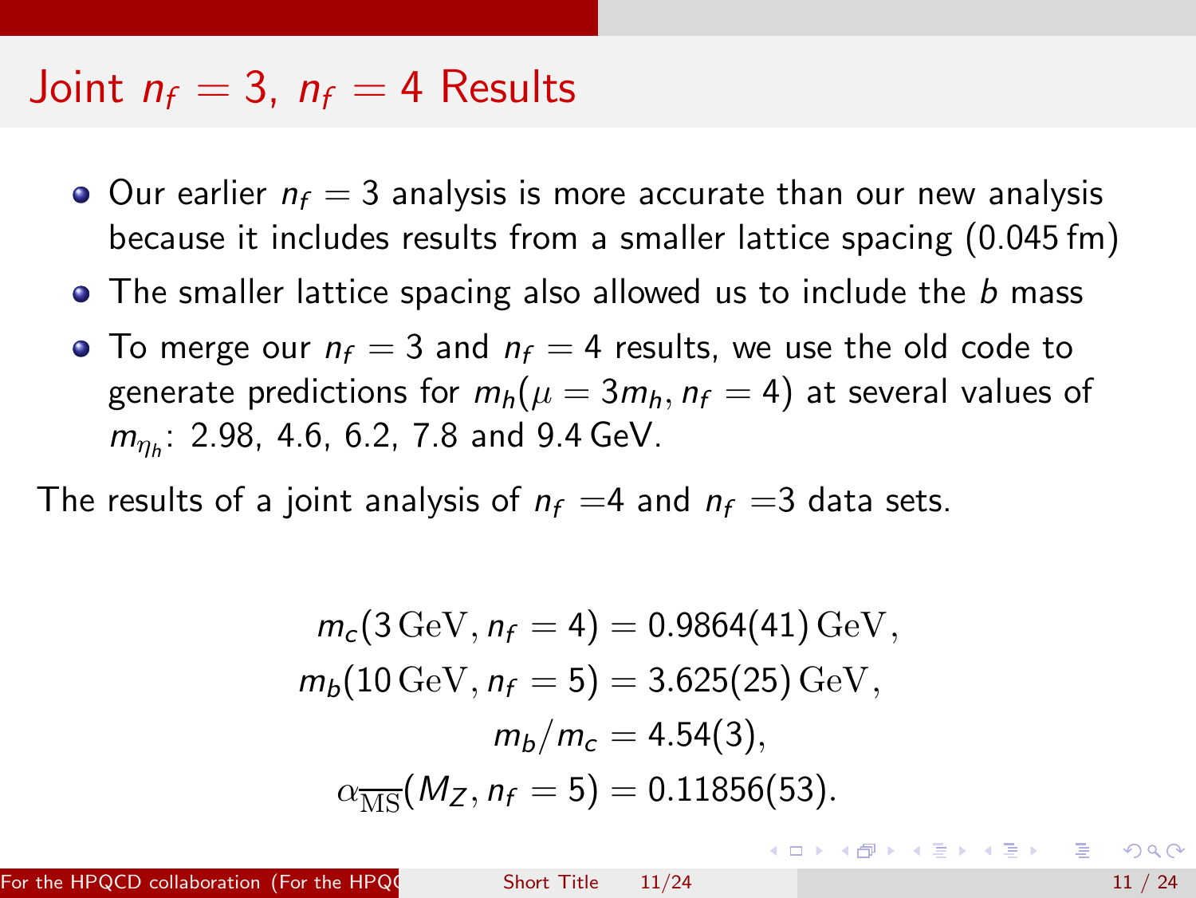# Joint $n_f = 3$, $n_f = 4$ Results

- Our earlier $n_f = 3$ analysis is more accurate than our new analysis because it includes results from a smaller lattice spacing (0.045 fm)
- The smaller lattice spacing also allowed us to include the $b$ mass
- To merge our $n_f = 3$ and $n_f = 4$ results, we use the old code to generate predictions for $m_h(\mu = 3m_h, n_f = 4)$ at several values of $m_{\eta_h}$: 2.98, 4.6, 6.2, 7.8 and 9.4 GeV.

The results of a joint analysis of $n_f$ =4 and $n_f$ =3 data sets.

$$
\begin{aligned}
m_c(3\,\mathrm{GeV}, n_f = 4) &= 0.9864(41)\,\mathrm{GeV}, \\
m_b(10\,\mathrm{GeV}, n_f = 5) &= 3.625(25)\,\mathrm{GeV}, \\
m_b/m_c &= 4.54(3), \\
\alpha_{\overline{\mathrm{MS}}}(M_Z, n_f = 5) &= 0.11856(53).
\end{aligned}
$$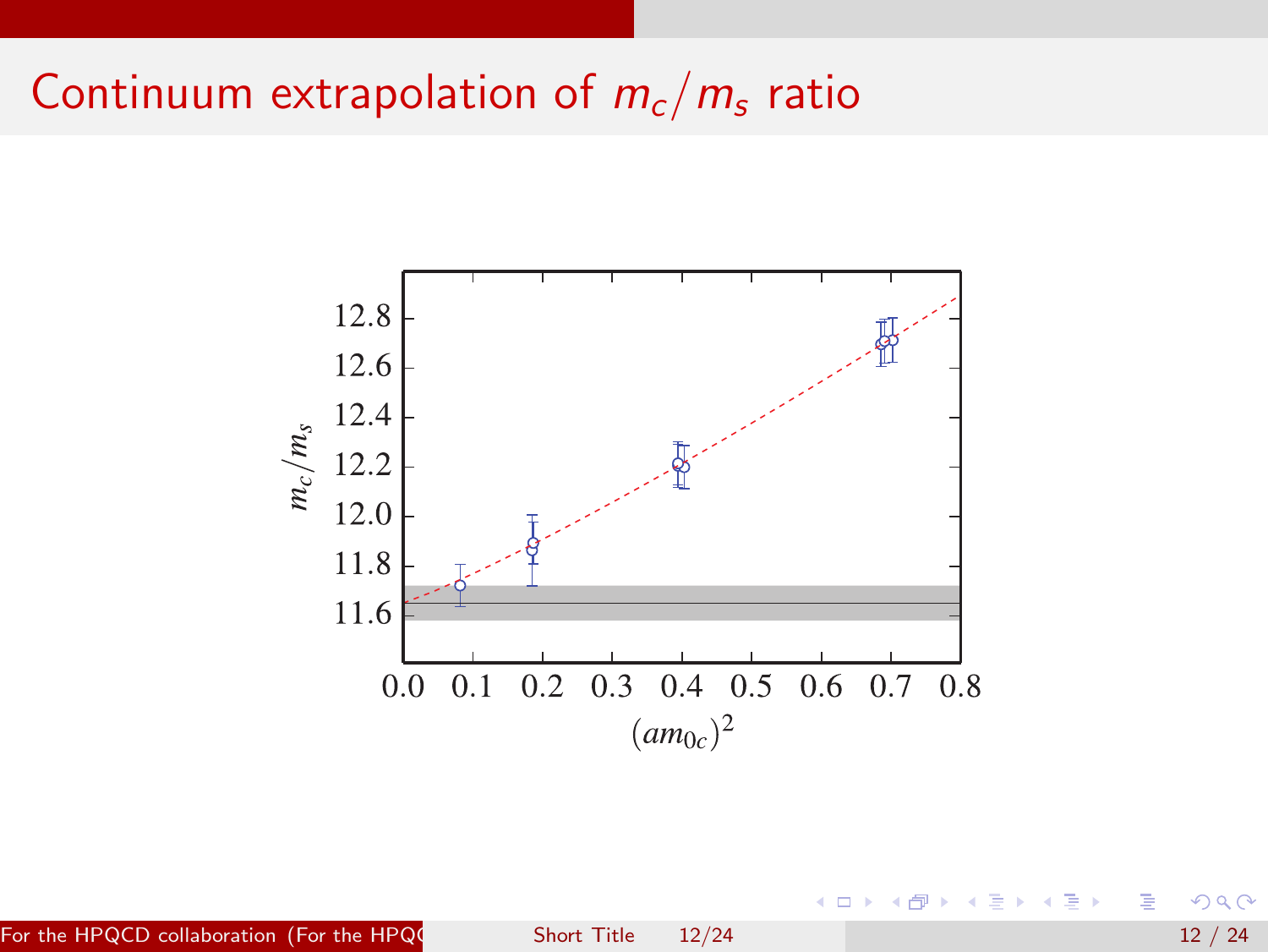# Continuum extrapolation of $m_c/m_s$ ratio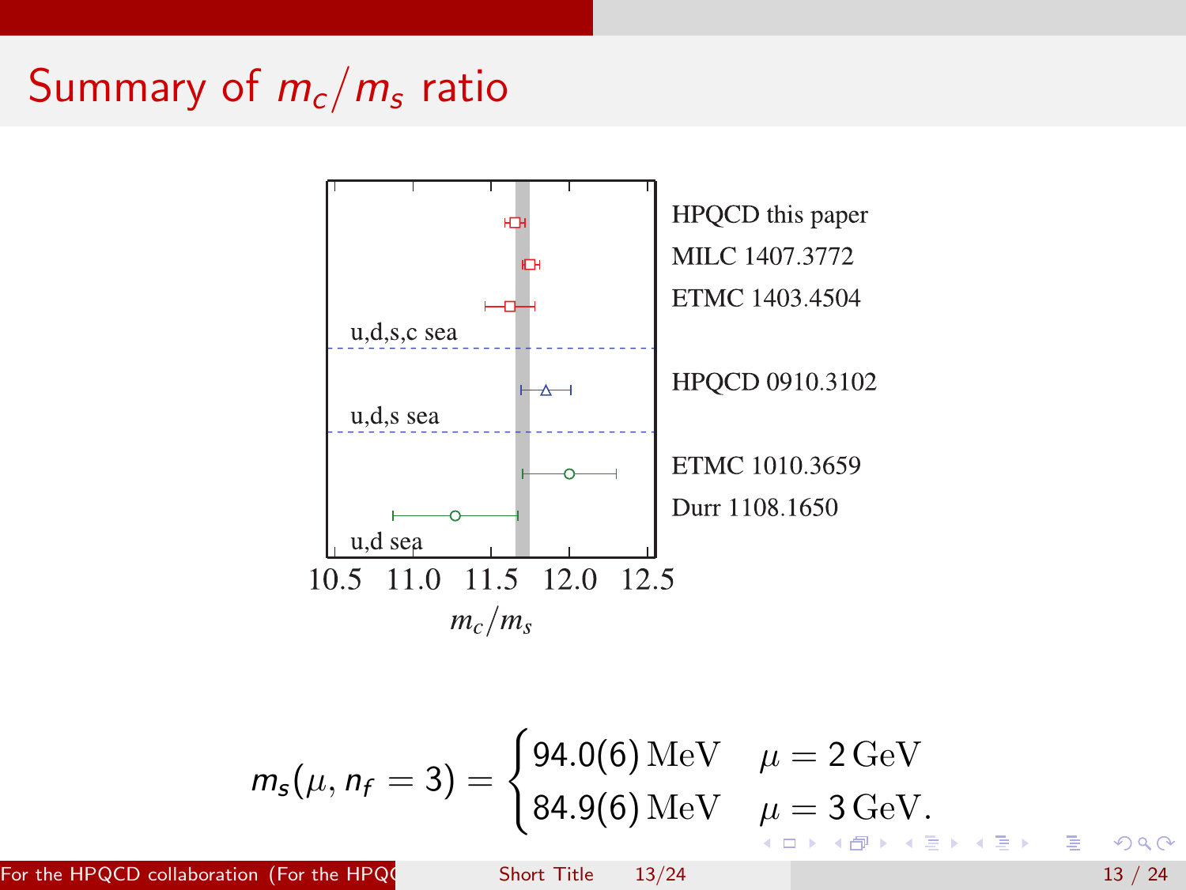# Summary of $m_c/m_s$ ratio

$$m_s(\mu, n_f = 3) = \begin{cases} 94.0(6)\,\mathrm{MeV} & \mu = 2\,\mathrm{GeV} \\ 84.9(6)\,\mathrm{MeV} & \mu = 3\,\mathrm{GeV}. \end{cases}$$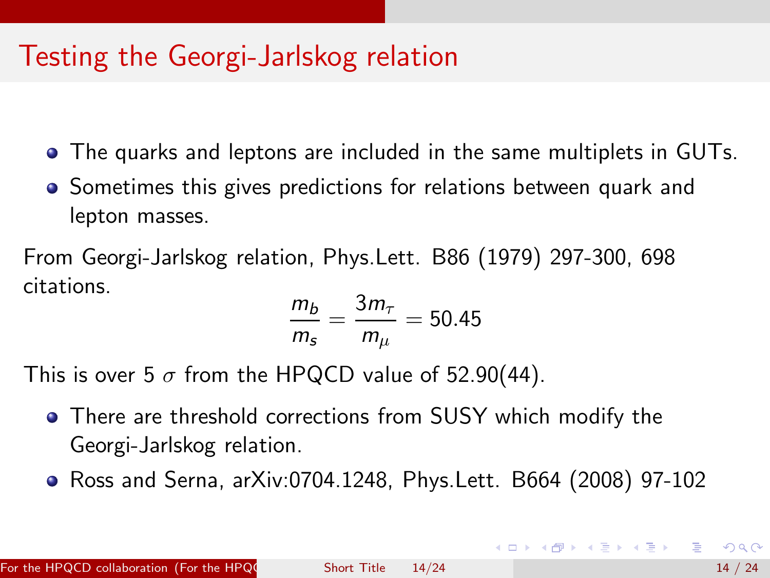# Testing the Georgi-Jarlskog relation

- The quarks and leptons are included in the same multiplets in GUTs.
- Sometimes this gives predictions for relations between quark and lepton masses.

From Georgi-Jarlskog relation, Phys.Lett. B86 (1979) 297-300, 698 citations.

$$\frac{m_b}{m_s} = \frac{3m_\tau}{m_\mu} = 50.45$$

This is over 5 $\sigma$ from the HPQCD value of 52.90(44).

- There are threshold corrections from SUSY which modify the Georgi-Jarlskog relation.
- Ross and Serna, arXiv:0704.1248, Phys.Lett. B664 (2008) 97-102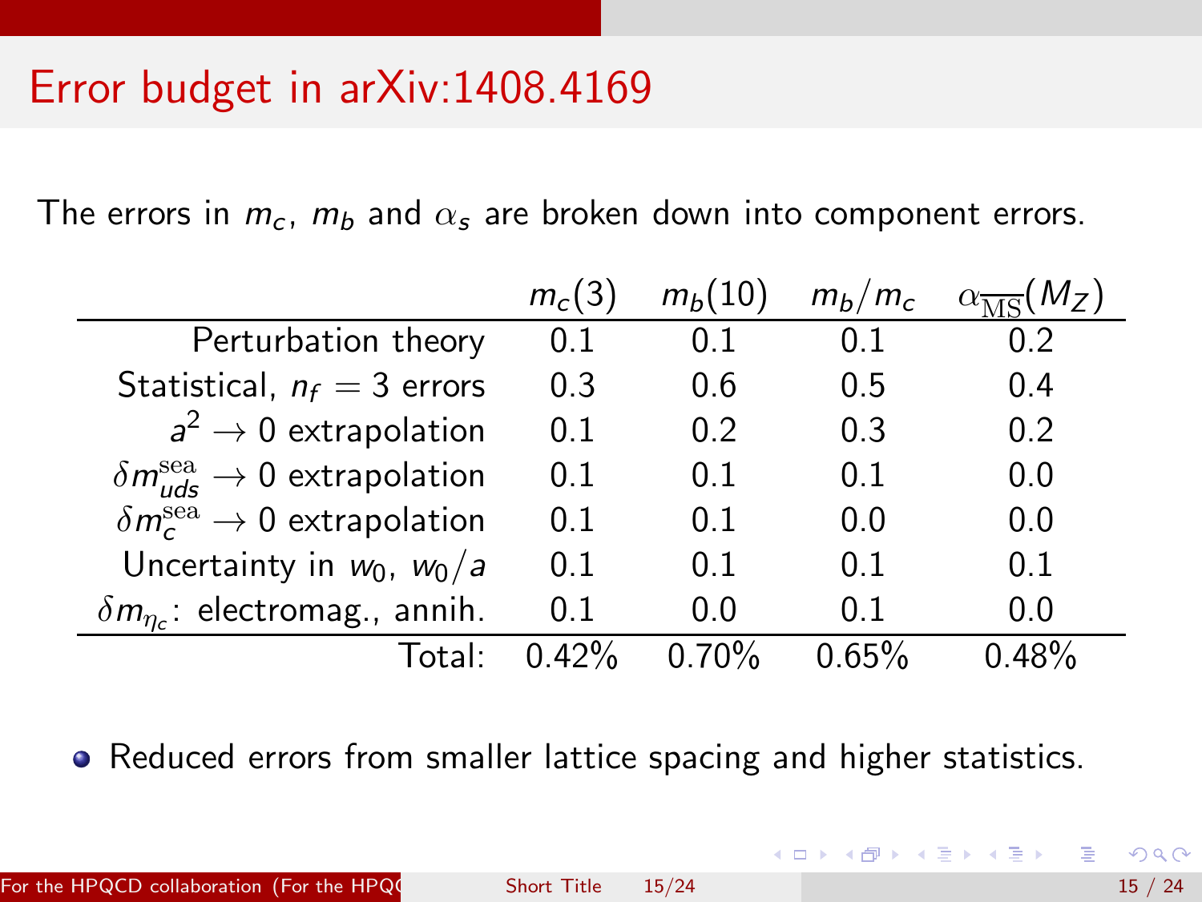# Error budget in arXiv:1408.4169

The errors in $m_c$, $m_b$ and $\alpha_s$ are broken down into component errors.

| | $m_c(3)$ | $m_b(10)$ | $m_b/m_c$ | $\alpha_{\overline{\rm MS}}(M_Z)$ |
|---|---|---|---|---|
| Perturbation theory | 0.1 | 0.1 | 0.1 | 0.2 |
| Statistical, $n_f = 3$ errors | 0.3 | 0.6 | 0.5 | 0.4 |
| $a^2 \to 0$ extrapolation | 0.1 | 0.2 | 0.3 | 0.2 |
| $\delta m_{uds}^{\rm sea} \to 0$ extrapolation | 0.1 | 0.1 | 0.1 | 0.0 |
| $\delta m_c^{\rm sea} \to 0$ extrapolation | 0.1 | 0.1 | 0.0 | 0.0 |
| Uncertainty in $w_0$, $w_0/a$ | 0.1 | 0.1 | 0.1 | 0.1 |
| $\delta m_{\eta_c}$: electromag., annih. | 0.1 | 0.0 | 0.1 | 0.0 |
| Total: | 0.42% | 0.70% | 0.65% | 0.48% |

- Reduced errors from smaller lattice spacing and higher statistics.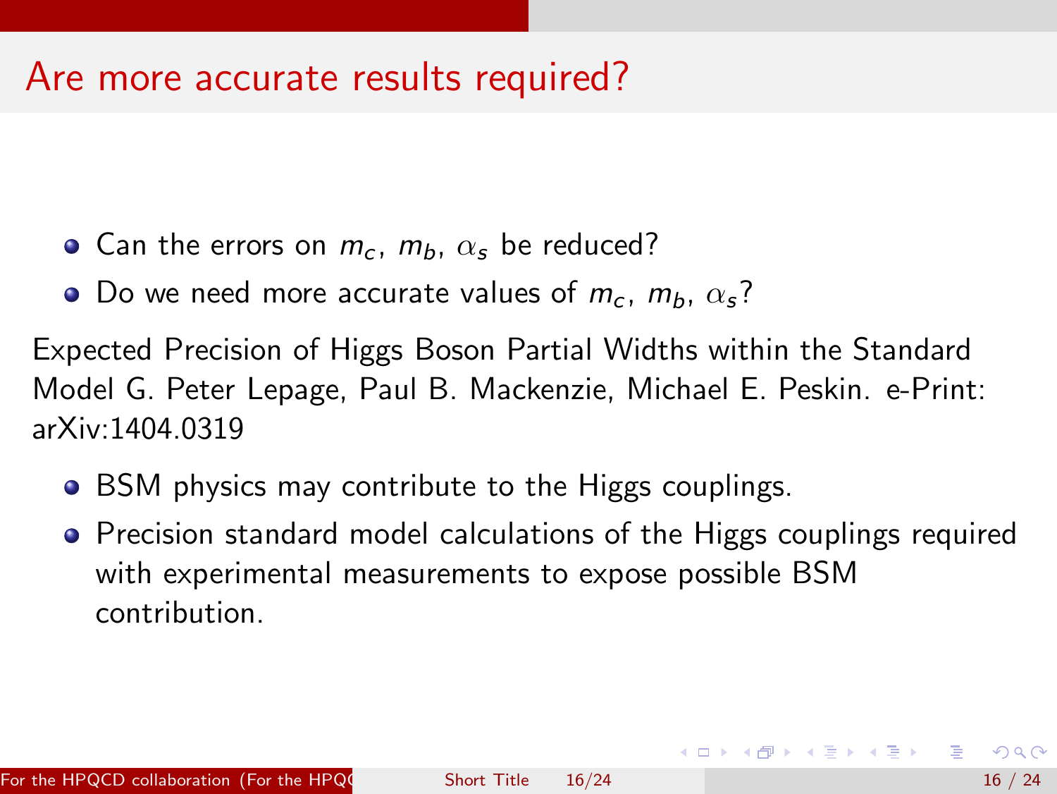# Are more accurate results required?

- Can the errors on $m_c$, $m_b$, $\alpha_s$ be reduced?
- Do we need more accurate values of $m_c$, $m_b$, $\alpha_s$?

Expected Precision of Higgs Boson Partial Widths within the Standard Model G. Peter Lepage, Paul B. Mackenzie, Michael E. Peskin. e-Print: arXiv:1404.0319

- BSM physics may contribute to the Higgs couplings.
- Precision standard model calculations of the Higgs couplings required with experimental measurements to expose possible BSM contribution.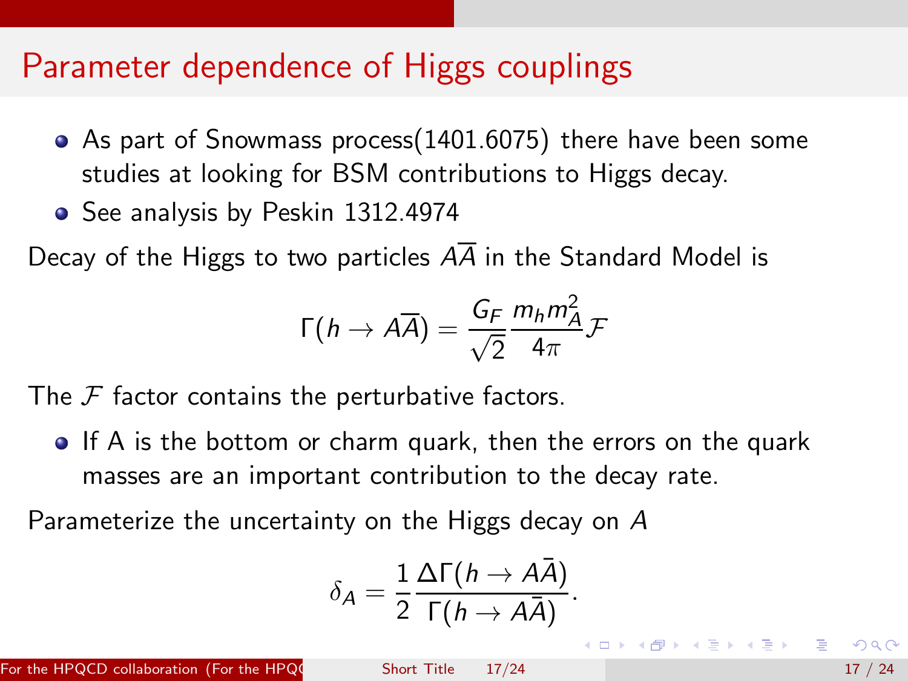# Parameter dependence of Higgs couplings

- As part of Snowmass process(1401.6075) there have been some studies at looking for BSM contributions to Higgs decay.
- See analysis by Peskin 1312.4974

Decay of the Higgs to two particles $A\overline{A}$ in the Standard Model is

$$\Gamma(h \to A\overline{A}) = \frac{G_F}{\sqrt{2}} \frac{m_h m_A^2}{4\pi} \mathcal{F}$$

The $\mathcal{F}$ factor contains the perturbative factors.

- If A is the bottom or charm quark, then the errors on the quark masses are an important contribution to the decay rate.

Parameterize the uncertainty on the Higgs decay on $A$

$$\delta_A = \frac{1}{2} \frac{\Delta\Gamma(h \to A\bar{A})}{\Gamma(h \to A\bar{A})}.$$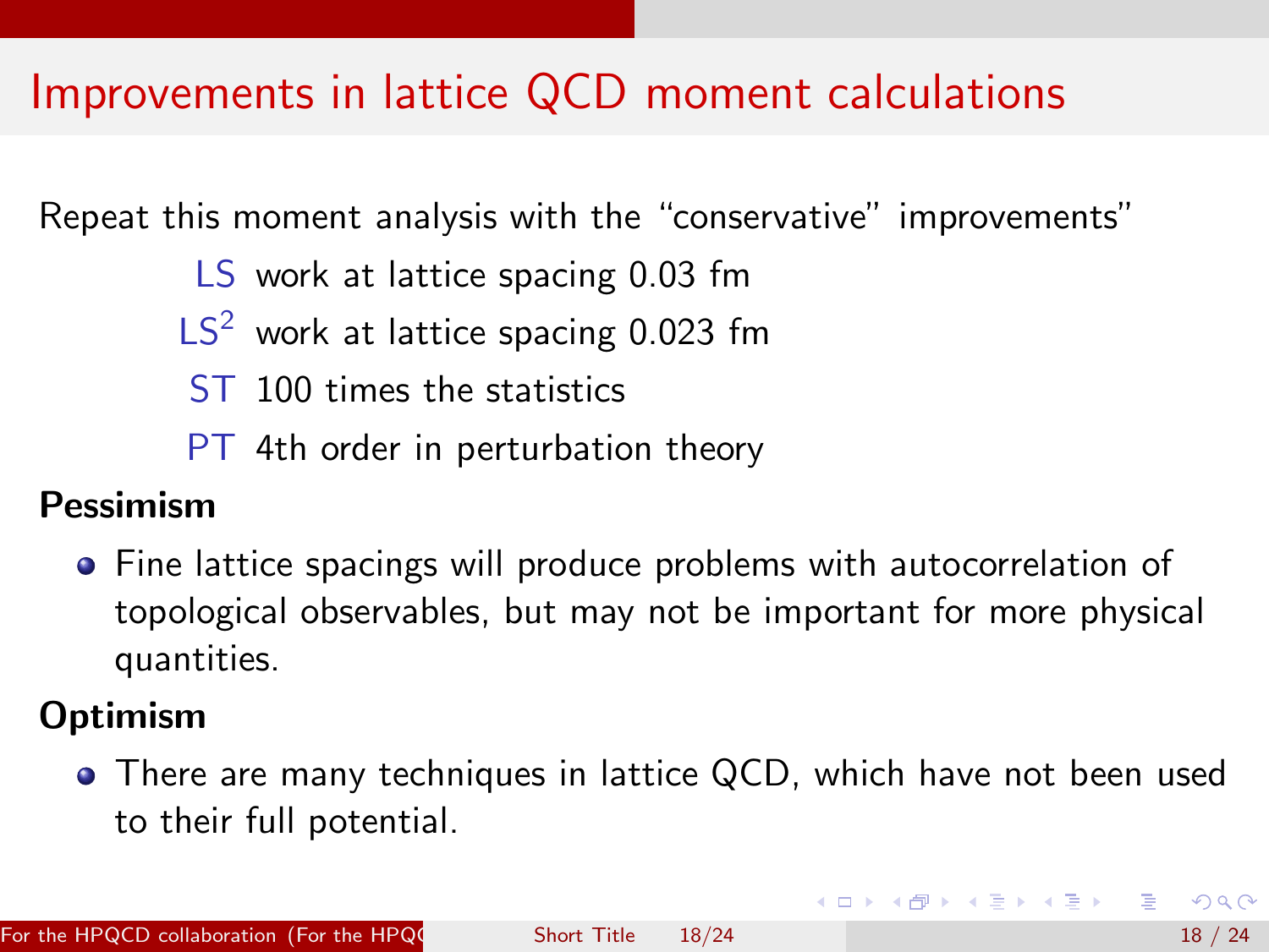# Improvements in lattice QCD moment calculations

Repeat this moment analysis with the "conservative" improvements"

- LS work at lattice spacing 0.03 fm
- $LS^2$ work at lattice spacing 0.023 fm
- ST 100 times the statistics
- PT 4th order in perturbation theory

**Pessimism**

- Fine lattice spacings will produce problems with autocorrelation of topological observables, but may not be important for more physical quantities.

**Optimism**

- There are many techniques in lattice QCD, which have not been used to their full potential.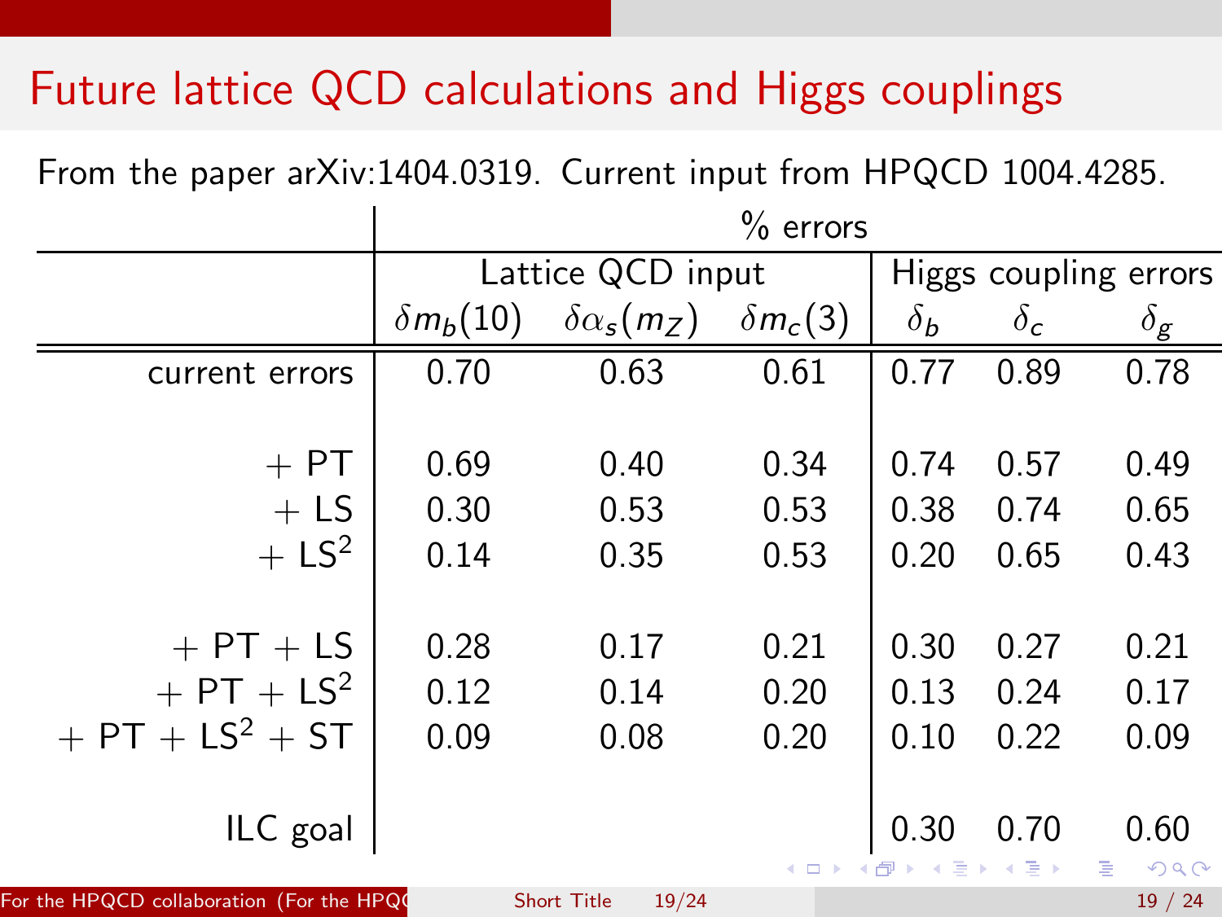# Future lattice QCD calculations and Higgs couplings

From the paper arXiv:1404.0319. Current input from HPQCD 1004.4285.

| | % errors | | | | | |
|---|---|---|---|---|---|---|
| | Lattice QCD input | | | Higgs coupling errors | | |
| | $\delta m_b(10)$ | $\delta\alpha_s(m_Z)$ | $\delta m_c(3)$ | $\delta_b$ | $\delta_c$ | $\delta_g$ |
| current errors | 0.70 | 0.63 | 0.61 | 0.77 | 0.89 | 0.78 |
| + PT | 0.69 | 0.40 | 0.34 | 0.74 | 0.57 | 0.49 |
| + LS | 0.30 | 0.53 | 0.53 | 0.38 | 0.74 | 0.65 |
| + LS$^2$ | 0.14 | 0.35 | 0.53 | 0.20 | 0.65 | 0.43 |
| + PT + LS | 0.28 | 0.17 | 0.21 | 0.30 | 0.27 | 0.21 |
| + PT + LS$^2$ | 0.12 | 0.14 | 0.20 | 0.13 | 0.24 | 0.17 |
| + PT + LS$^2$ + ST | 0.09 | 0.08 | 0.20 | 0.10 | 0.22 | 0.09 |
| ILC goal | | | | 0.30 | 0.70 | 0.60 |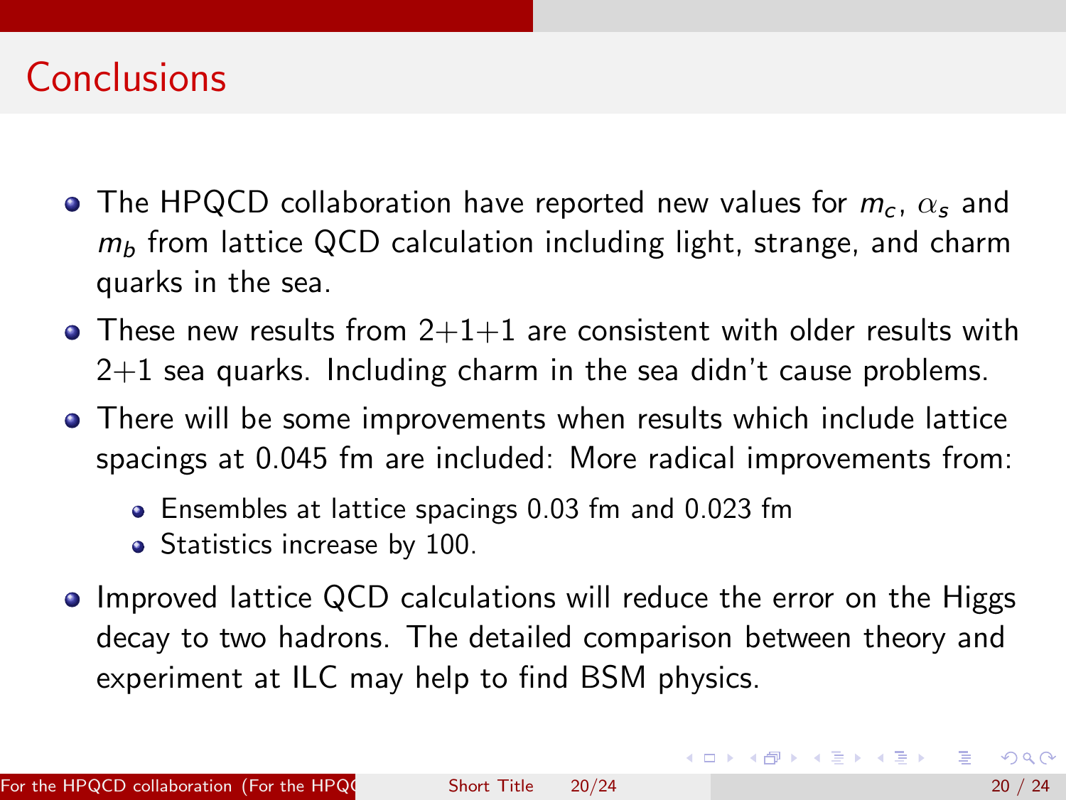# Conclusions

- The HPQCD collaboration have reported new values for $m_c$, $\alpha_s$ and $m_b$ from lattice QCD calculation including light, strange, and charm quarks in the sea.
- These new results from 2+1+1 are consistent with older results with 2+1 sea quarks. Including charm in the sea didn't cause problems.
- There will be some improvements when results which include lattice spacings at 0.045 fm are included: More radical improvements from:
  - Ensembles at lattice spacings 0.03 fm and 0.023 fm
  - Statistics increase by 100.
- Improved lattice QCD calculations will reduce the error on the Higgs decay to two hadrons. The detailed comparison between theory and experiment at ILC may help to find BSM physics.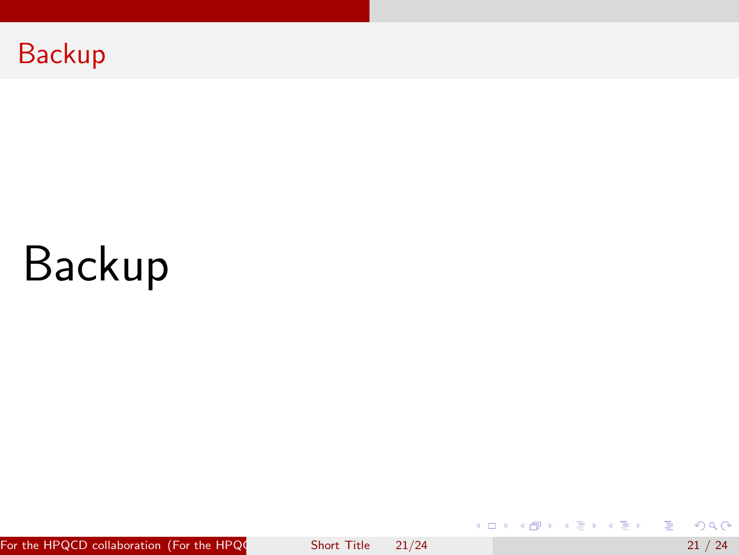# Backup

Backup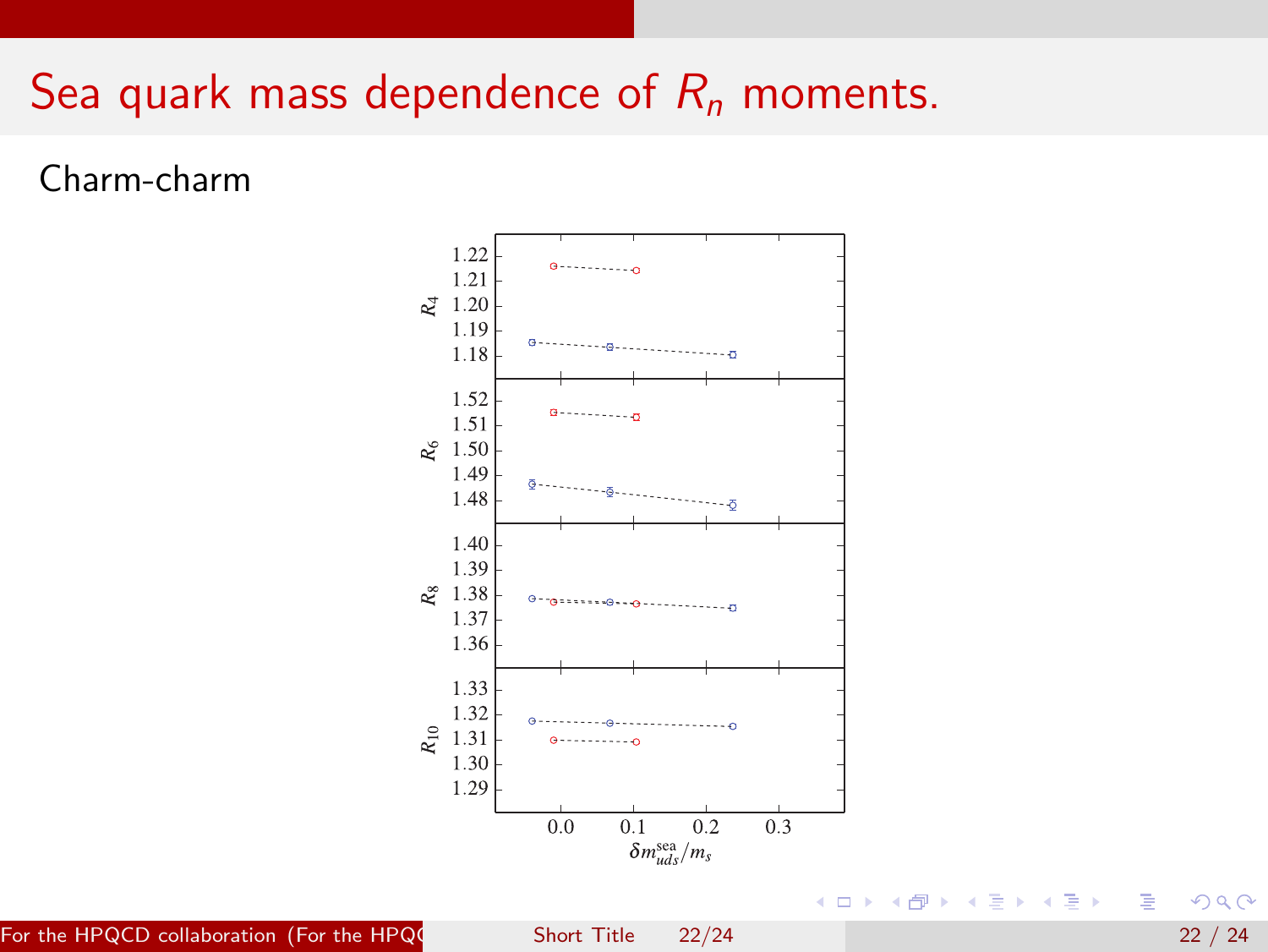# Sea quark mass dependence of $R_n$ moments.

Charm-charm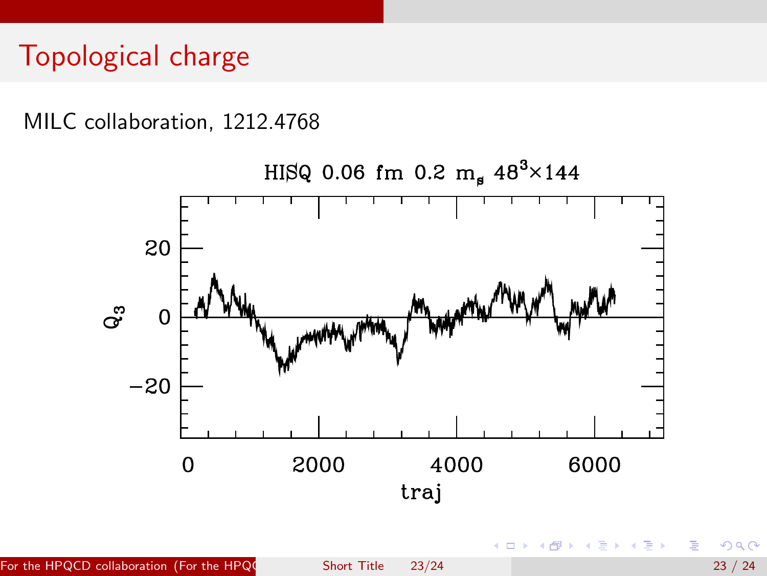# Topological charge

MILC collaboration, 1212.4768

HISQ 0.06 fm 0.2 $m_s$ $48^3\times144$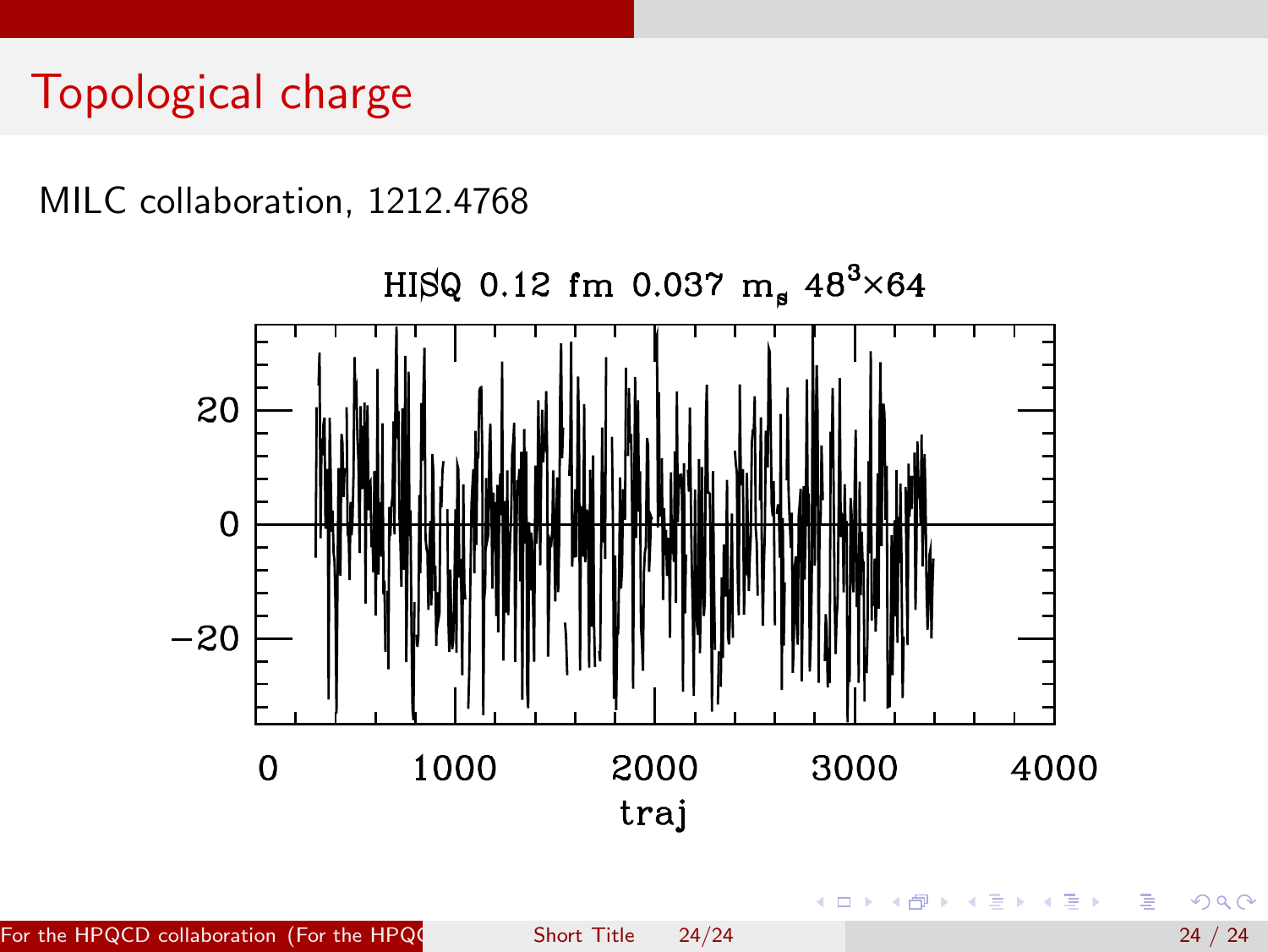# Topological charge

MILC collaboration, 1212.4768

HISQ 0.12 fm 0.037 $m_s$ $48^3\times64$

20

0

−20

0

1000

2000

3000

4000

traj